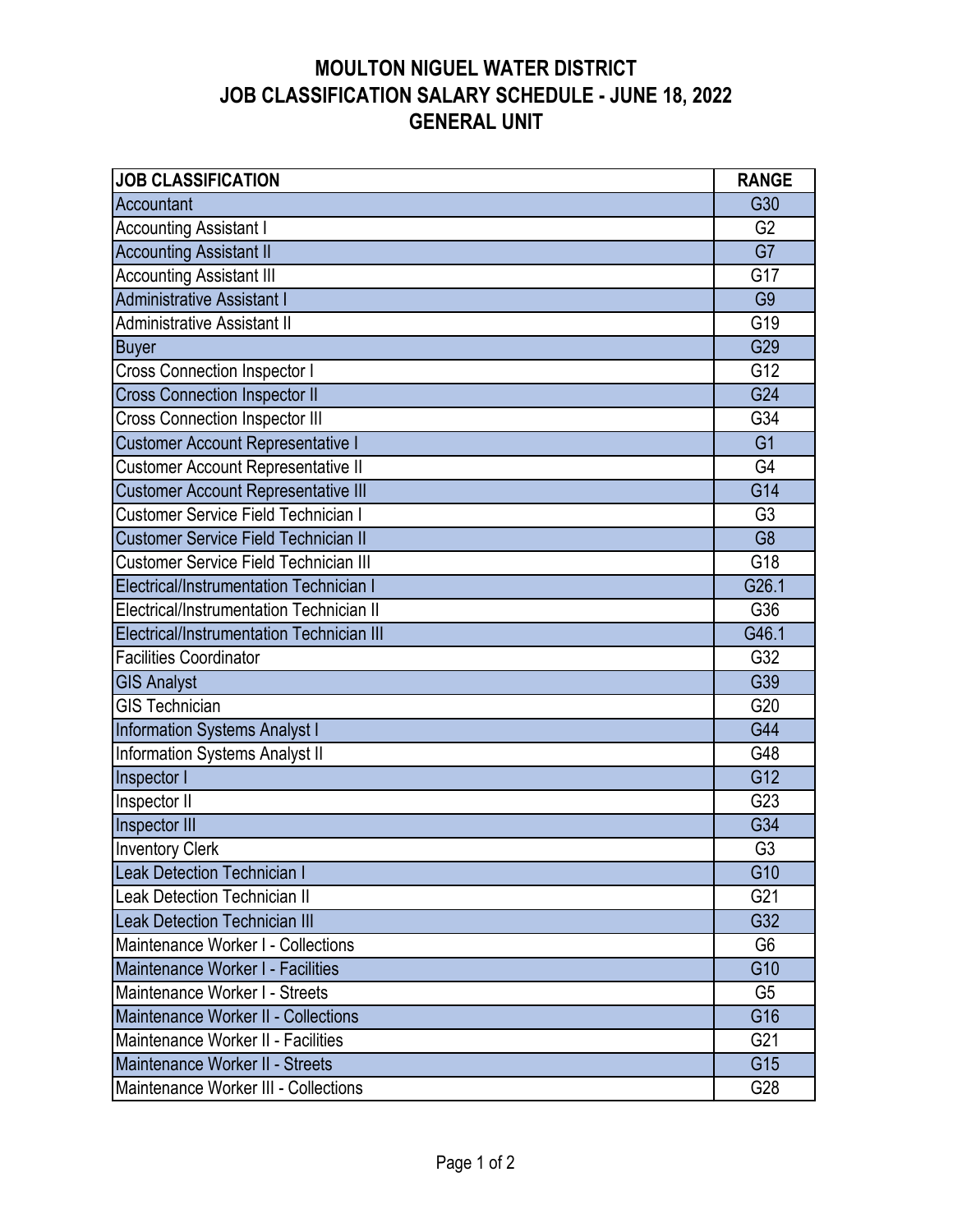# MOULTON NIGUEL WATER DISTRICT
# JOB CLASSIFICATION SALARY SCHEDULE - JUNE 18, 2022
# GENERAL UNIT

| JOB CLASSIFICATION | RANGE |
|---|---|
| Accountant | G30 |
| Accounting Assistant I | G2 |
| Accounting Assistant II | G7 |
| Accounting Assistant III | G17 |
| Administrative Assistant I | G9 |
| Administrative Assistant II | G19 |
| Buyer | G29 |
| Cross Connection Inspector I | G12 |
| Cross Connection Inspector II | G24 |
| Cross Connection Inspector III | G34 |
| Customer Account Representative I | G1 |
| Customer Account Representative II | G4 |
| Customer Account Representative III | G14 |
| Customer Service Field Technician I | G3 |
| Customer Service Field Technician II | G8 |
| Customer Service Field Technician III | G18 |
| Electrical/Instrumentation Technician I | G26.1 |
| Electrical/Instrumentation Technician II | G36 |
| Electrical/Instrumentation Technician III | G46.1 |
| Facilities Coordinator | G32 |
| GIS Analyst | G39 |
| GIS Technician | G20 |
| Information Systems Analyst I | G44 |
| Information Systems Analyst II | G48 |
| Inspector I | G12 |
| Inspector II | G23 |
| Inspector III | G34 |
| Inventory Clerk | G3 |
| Leak Detection Technician I | G10 |
| Leak Detection Technician II | G21 |
| Leak Detection Technician III | G32 |
| Maintenance Worker I - Collections | G6 |
| Maintenance Worker I - Facilities | G10 |
| Maintenance Worker I - Streets | G5 |
| Maintenance Worker II - Collections | G16 |
| Maintenance Worker II - Facilities | G21 |
| Maintenance Worker II - Streets | G15 |
| Maintenance Worker III - Collections | G28 |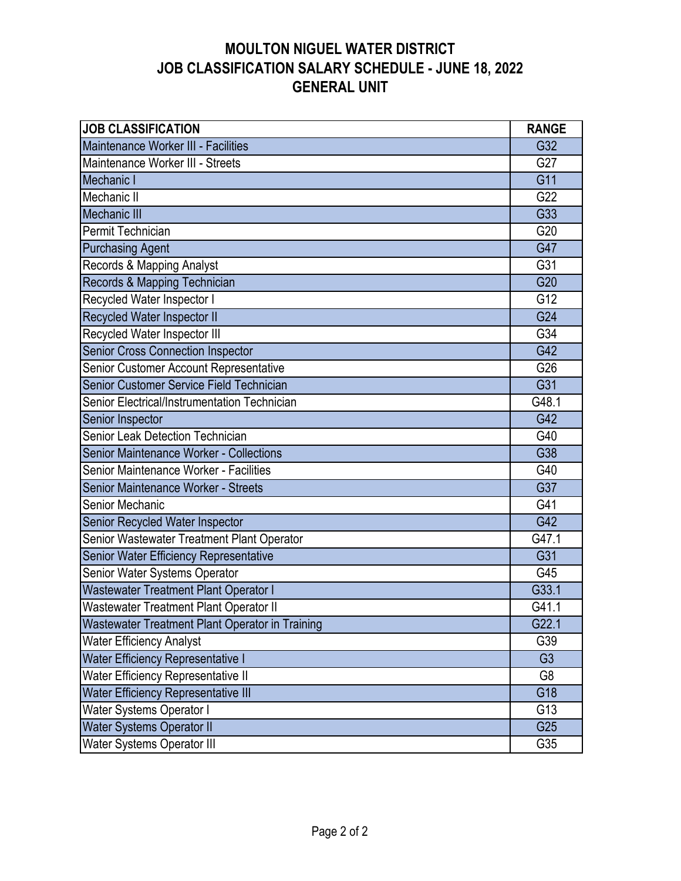# MOULTON NIGUEL WATER DISTRICT
# JOB CLASSIFICATION SALARY SCHEDULE - JUNE 18, 2022
# GENERAL UNIT

| JOB CLASSIFICATION | RANGE |
|---|---|
| Maintenance Worker III - Facilities | G32 |
| Maintenance Worker III - Streets | G27 |
| Mechanic I | G11 |
| Mechanic II | G22 |
| Mechanic III | G33 |
| Permit Technician | G20 |
| Purchasing Agent | G47 |
| Records & Mapping Analyst | G31 |
| Records & Mapping Technician | G20 |
| Recycled Water Inspector I | G12 |
| Recycled Water Inspector II | G24 |
| Recycled Water Inspector III | G34 |
| Senior Cross Connection Inspector | G42 |
| Senior Customer Account Representative | G26 |
| Senior Customer Service Field Technician | G31 |
| Senior Electrical/Instrumentation Technician | G48.1 |
| Senior Inspector | G42 |
| Senior Leak Detection Technician | G40 |
| Senior Maintenance Worker - Collections | G38 |
| Senior Maintenance Worker - Facilities | G40 |
| Senior Maintenance Worker - Streets | G37 |
| Senior Mechanic | G41 |
| Senior Recycled Water Inspector | G42 |
| Senior Wastewater Treatment Plant Operator | G47.1 |
| Senior Water Efficiency Representative | G31 |
| Senior Water Systems Operator | G45 |
| Wastewater Treatment Plant Operator I | G33.1 |
| Wastewater Treatment Plant Operator II | G41.1 |
| Wastewater Treatment Plant Operator in Training | G22.1 |
| Water Efficiency Analyst | G39 |
| Water Efficiency Representative I | G3 |
| Water Efficiency Representative II | G8 |
| Water Efficiency Representative III | G18 |
| Water Systems Operator I | G13 |
| Water Systems Operator II | G25 |
| Water Systems Operator III | G35 |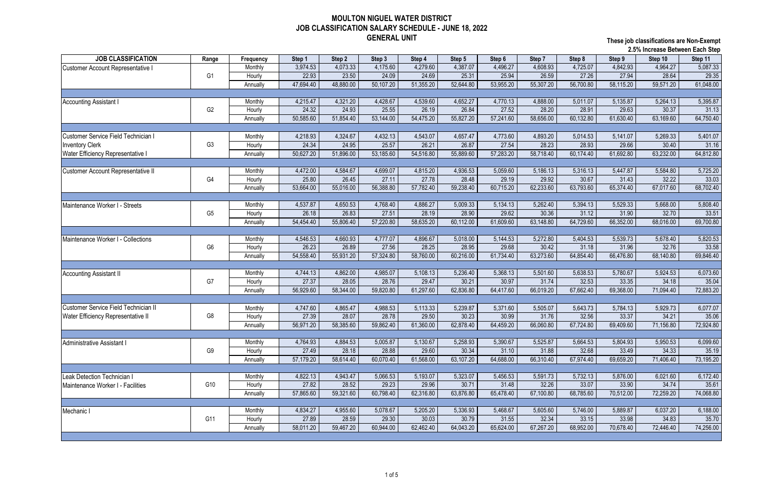# MOULTON NIGUEL WATER DISTRICT
## JOB CLASSIFICATION SALARY SCHEDULE - JUNE 18, 2022
## GENERAL UNIT

**These job classifications are Non-Exempt**
**2.5% Increase Between Each Step**

| JOB CLASSIFICATION | Range | Frequency | Step 1 | Step 2 | Step 3 | Step 4 | Step 5 | Step 6 | Step 7 | Step 8 | Step 9 | Step 10 | Step 11 |
|---|---|---|---|---|---|---|---|---|---|---|---|---|---|
| Customer Account Representative I | | Monthly | 3,974.53 | 4,073.33 | 4,175.60 | 4,279.60 | 4,387.07 | 4,496.27 | 4,608.93 | 4,725.07 | 4,842.93 | 4,964.27 | 5,087.33 |
| | G1 | Hourly | 22.93 | 23.50 | 24.09 | 24.69 | 25.31 | 25.94 | 26.59 | 27.26 | 27.94 | 28.64 | 29.35 |
| | | Annually | 47,694.40 | 48,880.00 | 50,107.20 | 51,355.20 | 52,644.80 | 53,955.20 | 55,307.20 | 56,700.80 | 58,115.20 | 59,571.20 | 61,048.00 |
| Accounting Assistant I | | Monthly | 4,215.47 | 4,321.20 | 4,428.67 | 4,539.60 | 4,652.27 | 4,770.13 | 4,888.00 | 5,011.07 | 5,135.87 | 5,264.13 | 5,395.87 |
| | G2 | Hourly | 24.32 | 24.93 | 25.55 | 26.19 | 26.84 | 27.52 | 28.20 | 28.91 | 29.63 | 30.37 | 31.13 |
| | | Annually | 50,585.60 | 51,854.40 | 53,144.00 | 54,475.20 | 55,827.20 | 57,241.60 | 58,656.00 | 60,132.80 | 61,630.40 | 63,169.60 | 64,750.40 |
| Customer Service Field Technician I | | Monthly | 4,218.93 | 4,324.67 | 4,432.13 | 4,543.07 | 4,657.47 | 4,773.60 | 4,893.20 | 5,014.53 | 5,141.07 | 5,269.33 | 5,401.07 |
| Inventory Clerk | G3 | Hourly | 24.34 | 24.95 | 25.57 | 26.21 | 26.87 | 27.54 | 28.23 | 28.93 | 29.66 | 30.40 | 31.16 |
| Water Efficiency Representative I | | Annually | 50,627.20 | 51,896.00 | 53,185.60 | 54,516.80 | 55,889.60 | 57,283.20 | 58,718.40 | 60,174.40 | 61,692.80 | 63,232.00 | 64,812.80 |
| Customer Account Representative II | | Monthly | 4,472.00 | 4,584.67 | 4,699.07 | 4,815.20 | 4,936.53 | 5,059.60 | 5,186.13 | 5,316.13 | 5,447.87 | 5,584.80 | 5,725.20 |
| | G4 | Hourly | 25.80 | 26.45 | 27.11 | 27.78 | 28.48 | 29.19 | 29.92 | 30.67 | 31.43 | 32.22 | 33.03 |
| | | Annually | 53,664.00 | 55,016.00 | 56,388.80 | 57,782.40 | 59,238.40 | 60,715.20 | 62,233.60 | 63,793.60 | 65,374.40 | 67,017.60 | 68,702.40 |
| Maintenance Worker I - Streets | | Monthly | 4,537.87 | 4,650.53 | 4,768.40 | 4,886.27 | 5,009.33 | 5,134.13 | 5,262.40 | 5,394.13 | 5,529.33 | 5,668.00 | 5,808.40 |
| | G5 | Hourly | 26.18 | 26.83 | 27.51 | 28.19 | 28.90 | 29.62 | 30.36 | 31.12 | 31.90 | 32.70 | 33.51 |
| | | Annually | 54,454.40 | 55,806.40 | 57,220.80 | 58,635.20 | 60,112.00 | 61,609.60 | 63,148.80 | 64,729.60 | 66,352.00 | 68,016.00 | 69,700.80 |
| Maintenance Worker I - Collections | | Monthly | 4,546.53 | 4,660.93 | 4,777.07 | 4,896.67 | 5,018.00 | 5,144.53 | 5,272.80 | 5,404.53 | 5,539.73 | 5,678.40 | 5,820.53 |
| | G6 | Hourly | 26.23 | 26.89 | 27.56 | 28.25 | 28.95 | 29.68 | 30.42 | 31.18 | 31.96 | 32.76 | 33.58 |
| | | Annually | 54,558.40 | 55,931.20 | 57,324.80 | 58,760.00 | 60,216.00 | 61,734.40 | 63,273.60 | 64,854.40 | 66,476.80 | 68,140.80 | 69,846.40 |
| Accounting Assistant II | | Monthly | 4,744.13 | 4,862.00 | 4,985.07 | 5,108.13 | 5,236.40 | 5,368.13 | 5,501.60 | 5,638.53 | 5,780.67 | 5,924.53 | 6,073.60 |
| | G7 | Hourly | 27.37 | 28.05 | 28.76 | 29.47 | 30.21 | 30.97 | 31.74 | 32.53 | 33.35 | 34.18 | 35.04 |
| | | Annually | 56,929.60 | 58,344.00 | 59,820.80 | 61,297.60 | 62,836.80 | 64,417.60 | 66,019.20 | 67,662.40 | 69,368.00 | 71,094.40 | 72,883.20 |
| Customer Service Field Technician II | | Monthly | 4,747.60 | 4,865.47 | 4,988.53 | 5,113.33 | 5,239.87 | 5,371.60 | 5,505.07 | 5,643.73 | 5,784.13 | 5,929.73 | 6,077.07 |
| Water Efficiency Representative II | G8 | Hourly | 27.39 | 28.07 | 28.78 | 29.50 | 30.23 | 30.99 | 31.76 | 32.56 | 33.37 | 34.21 | 35.06 |
| | | Annually | 56,971.20 | 58,385.60 | 59,862.40 | 61,360.00 | 62,878.40 | 64,459.20 | 66,060.80 | 67,724.80 | 69,409.60 | 71,156.80 | 72,924.80 |
| Administrative Assistant I | | Monthly | 4,764.93 | 4,884.53 | 5,005.87 | 5,130.67 | 5,258.93 | 5,390.67 | 5,525.87 | 5,664.53 | 5,804.93 | 5,950.53 | 6,099.60 |
| | G9 | Hourly | 27.49 | 28.18 | 28.88 | 29.60 | 30.34 | 31.10 | 31.88 | 32.68 | 33.49 | 34.33 | 35.19 |
| | | Annually | 57,179.20 | 58,614.40 | 60,070.40 | 61,568.00 | 63,107.20 | 64,688.00 | 66,310.40 | 67,974.40 | 69,659.20 | 71,406.40 | 73,195.20 |
| Leak Detection Technician I | | Monthly | 4,822.13 | 4,943.47 | 5,066.53 | 5,193.07 | 5,323.07 | 5,456.53 | 5,591.73 | 5,732.13 | 5,876.00 | 6,021.60 | 6,172.40 |
| Maintenance Worker I - Facilities | G10 | Hourly | 27.82 | 28.52 | 29.23 | 29.96 | 30.71 | 31.48 | 32.26 | 33.07 | 33.90 | 34.74 | 35.61 |
| | | Annually | 57,865.60 | 59,321.60 | 60,798.40 | 62,316.80 | 63,876.80 | 65,478.40 | 67,100.80 | 68,785.60 | 70,512.00 | 72,259.20 | 74,068.80 |
| Mechanic I | | Monthly | 4,834.27 | 4,955.60 | 5,078.67 | 5,205.20 | 5,336.93 | 5,468.67 | 5,605.60 | 5,746.00 | 5,889.87 | 6,037.20 | 6,188.00 |
| | G11 | Hourly | 27.89 | 28.59 | 29.30 | 30.03 | 30.79 | 31.55 | 32.34 | 33.15 | 33.98 | 34.83 | 35.70 |
| | | Annually | 58,011.20 | 59,467.20 | 60,944.00 | 62,462.40 | 64,043.20 | 65,624.00 | 67,267.20 | 68,952.00 | 70,678.40 | 72,446.40 | 74,256.00 |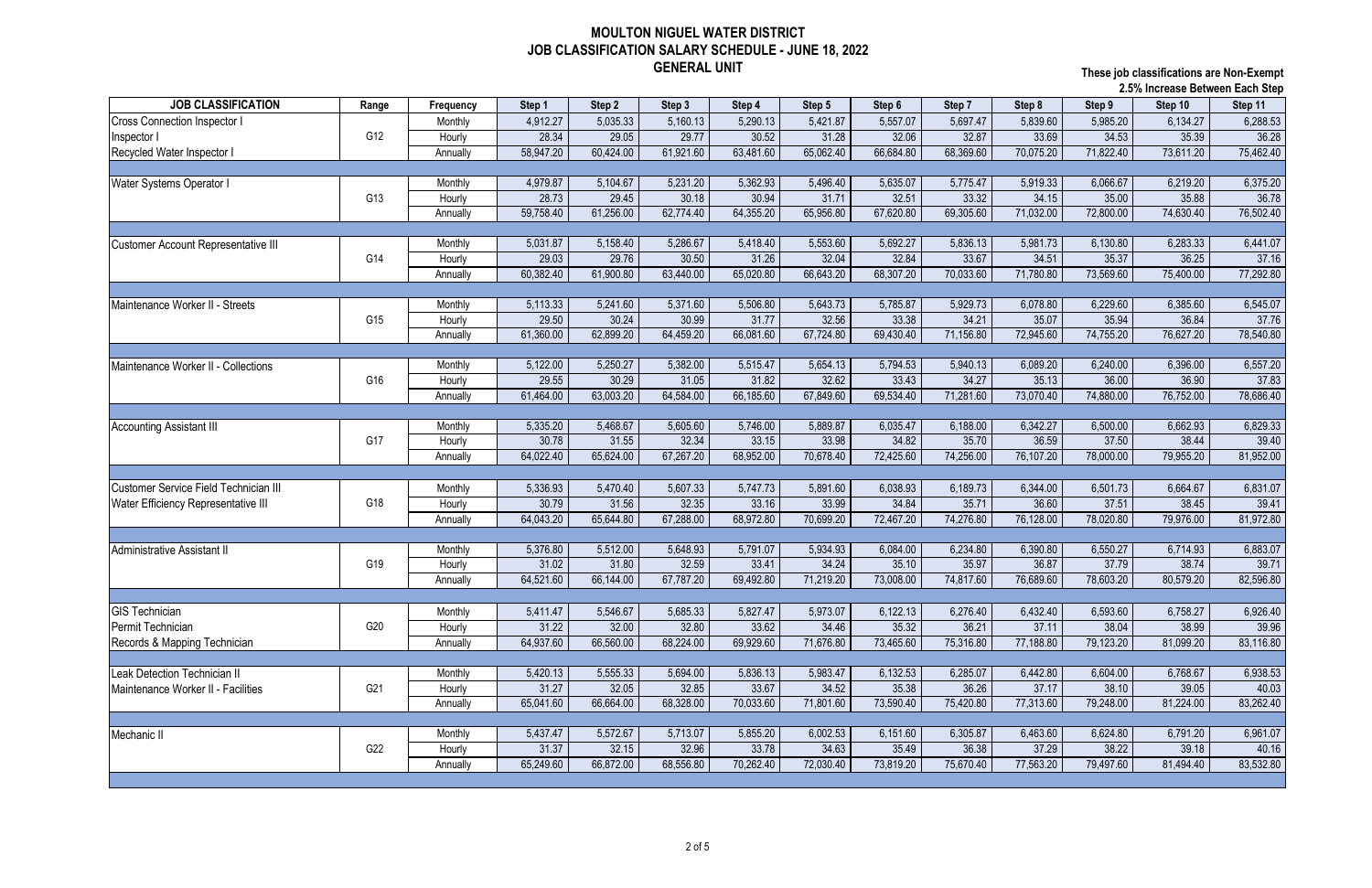# MOULTON NIGUEL WATER DISTRICT
## JOB CLASSIFICATION SALARY SCHEDULE - JUNE 18, 2022
## GENERAL UNIT

**These job classifications are Non-Exempt**
**2.5% Increase Between Each Step**

| JOB CLASSIFICATION | Range | Frequency | Step 1 | Step 2 | Step 3 | Step 4 | Step 5 | Step 6 | Step 7 | Step 8 | Step 9 | Step 10 | Step 11 |
|---|---|---|---|---|---|---|---|---|---|---|---|---|---|
| Cross Connection Inspector I | | Monthly | 4,912.27 | 5,035.33 | 5,160.13 | 5,290.13 | 5,421.87 | 5,557.07 | 5,697.47 | 5,839.60 | 5,985.20 | 6,134.27 | 6,288.53 |
| Inspector I | G12 | Hourly | 28.34 | 29.05 | 29.77 | 30.52 | 31.28 | 32.06 | 32.87 | 33.69 | 34.53 | 35.39 | 36.28 |
| Recycled Water Inspector I | | Annually | 58,947.20 | 60,424.00 | 61,921.60 | 63,481.60 | 65,062.40 | 66,684.80 | 68,369.60 | 70,075.20 | 71,822.40 | 73,611.20 | 75,462.40 |
| | | | | | | | | | | | | | |
| Water Systems Operator I | | Monthly | 4,979.87 | 5,104.67 | 5,231.20 | 5,362.93 | 5,496.40 | 5,635.07 | 5,775.47 | 5,919.33 | 6,066.67 | 6,219.20 | 6,375.20 |
| | G13 | Hourly | 28.73 | 29.45 | 30.18 | 30.94 | 31.71 | 32.51 | 33.32 | 34.15 | 35.00 | 35.88 | 36.78 |
| | | Annually | 59,758.40 | 61,256.00 | 62,774.40 | 64,355.20 | 65,956.80 | 67,620.80 | 69,305.60 | 71,032.00 | 72,800.00 | 74,630.40 | 76,502.40 |
| | | | | | | | | | | | | | |
| Customer Account Representative III | | Monthly | 5,031.87 | 5,158.40 | 5,286.67 | 5,418.40 | 5,553.60 | 5,692.27 | 5,836.13 | 5,981.73 | 6,130.80 | 6,283.33 | 6,441.07 |
| | G14 | Hourly | 29.03 | 29.76 | 30.50 | 31.26 | 32.04 | 32.84 | 33.67 | 34.51 | 35.37 | 36.25 | 37.16 |
| | | Annually | 60,382.40 | 61,900.80 | 63,440.00 | 65,020.80 | 66,643.20 | 68,307.20 | 70,033.60 | 71,780.80 | 73,569.60 | 75,400.00 | 77,292.80 |
| | | | | | | | | | | | | | |
| Maintenance Worker II - Streets | | Monthly | 5,113.33 | 5,241.60 | 5,371.60 | 5,506.80 | 5,643.73 | 5,785.87 | 5,929.73 | 6,078.80 | 6,229.60 | 6,385.60 | 6,545.07 |
| | G15 | Hourly | 29.50 | 30.24 | 30.99 | 31.77 | 32.56 | 33.38 | 34.21 | 35.07 | 35.94 | 36.84 | 37.76 |
| | | Annually | 61,360.00 | 62,899.20 | 64,459.20 | 66,081.60 | 67,724.80 | 69,430.40 | 71,156.80 | 72,945.60 | 74,755.20 | 76,627.20 | 78,540.80 |
| | | | | | | | | | | | | | |
| Maintenance Worker II - Collections | | Monthly | 5,122.00 | 5,250.27 | 5,382.00 | 5,515.47 | 5,654.13 | 5,794.53 | 5,940.13 | 6,089.20 | 6,240.00 | 6,396.00 | 6,557.20 |
| | G16 | Hourly | 29.55 | 30.29 | 31.05 | 31.82 | 32.62 | 33.43 | 34.27 | 35.13 | 36.00 | 36.90 | 37.83 |
| | | Annually | 61,464.00 | 63,003.20 | 64,584.00 | 66,185.60 | 67,849.60 | 69,534.40 | 71,281.60 | 73,070.40 | 74,880.00 | 76,752.00 | 78,686.40 |
| | | | | | | | | | | | | | |
| Accounting Assistant III | | Monthly | 5,335.20 | 5,468.67 | 5,605.60 | 5,746.00 | 5,889.87 | 6,035.47 | 6,188.00 | 6,342.27 | 6,500.00 | 6,662.93 | 6,829.33 |
| | G17 | Hourly | 30.78 | 31.55 | 32.34 | 33.15 | 33.98 | 34.82 | 35.70 | 36.59 | 37.50 | 38.44 | 39.40 |
| | | Annually | 64,022.40 | 65,624.00 | 67,267.20 | 68,952.00 | 70,678.40 | 72,425.60 | 74,256.00 | 76,107.20 | 78,000.00 | 79,955.20 | 81,952.00 |
| | | | | | | | | | | | | | |
| Customer Service Field Technician III | | Monthly | 5,336.93 | 5,470.40 | 5,607.33 | 5,747.73 | 5,891.60 | 6,038.93 | 6,189.73 | 6,344.00 | 6,501.73 | 6,664.67 | 6,831.07 |
| Water Efficiency Representative III | G18 | Hourly | 30.79 | 31.56 | 32.35 | 33.16 | 33.99 | 34.84 | 35.71 | 36.60 | 37.51 | 38.45 | 39.41 |
| | | Annually | 64,043.20 | 65,644.80 | 67,288.00 | 68,972.80 | 70,699.20 | 72,467.20 | 74,276.80 | 76,128.00 | 78,020.80 | 79,976.00 | 81,972.80 |
| | | | | | | | | | | | | | |
| Administrative Assistant II | | Monthly | 5,376.80 | 5,512.00 | 5,648.93 | 5,791.07 | 5,934.93 | 6,084.00 | 6,234.80 | 6,390.80 | 6,550.27 | 6,714.93 | 6,883.07 |
| | G19 | Hourly | 31.02 | 31.80 | 32.59 | 33.41 | 34.24 | 35.10 | 35.97 | 36.87 | 37.79 | 38.74 | 39.71 |
| | | Annually | 64,521.60 | 66,144.00 | 67,787.20 | 69,492.80 | 71,219.20 | 73,008.00 | 74,817.60 | 76,689.60 | 78,603.20 | 80,579.20 | 82,596.80 |
| | | | | | | | | | | | | | |
| GIS Technician | | Monthly | 5,411.47 | 5,546.67 | 5,685.33 | 5,827.47 | 5,973.07 | 6,122.13 | 6,276.40 | 6,432.40 | 6,593.60 | 6,758.27 | 6,926.40 |
| Permit Technician | G20 | Hourly | 31.22 | 32.00 | 32.80 | 33.62 | 34.46 | 35.32 | 36.21 | 37.11 | 38.04 | 38.99 | 39.96 |
| Records & Mapping Technician | | Annually | 64,937.60 | 66,560.00 | 68,224.00 | 69,929.60 | 71,676.80 | 73,465.60 | 75,316.80 | 77,188.80 | 79,123.20 | 81,099.20 | 83,116.80 |
| | | | | | | | | | | | | | |
| Leak Detection Technician II | | Monthly | 5,420.13 | 5,555.33 | 5,694.00 | 5,836.13 | 5,983.47 | 6,132.53 | 6,285.07 | 6,442.80 | 6,604.00 | 6,768.67 | 6,938.53 |
| Maintenance Worker II - Facilities | G21 | Hourly | 31.27 | 32.05 | 32.85 | 33.67 | 34.52 | 35.38 | 36.26 | 37.17 | 38.10 | 39.05 | 40.03 |
| | | Annually | 65,041.60 | 66,664.00 | 68,328.00 | 70,033.60 | 71,801.60 | 73,590.40 | 75,420.80 | 77,313.60 | 79,248.00 | 81,224.00 | 83,262.40 |
| | | | | | | | | | | | | | |
| Mechanic II | | Monthly | 5,437.47 | 5,572.67 | 5,713.07 | 5,855.20 | 6,002.53 | 6,151.60 | 6,305.87 | 6,463.60 | 6,624.80 | 6,791.20 | 6,961.07 |
| | G22 | Hourly | 31.37 | 32.15 | 32.96 | 33.78 | 34.63 | 35.49 | 36.38 | 37.29 | 38.22 | 39.18 | 40.16 |
| | | Annually | 65,249.60 | 66,872.00 | 68,556.80 | 70,262.40 | 72,030.40 | 73,819.20 | 75,670.40 | 77,563.20 | 79,497.60 | 81,494.40 | 83,532.80 |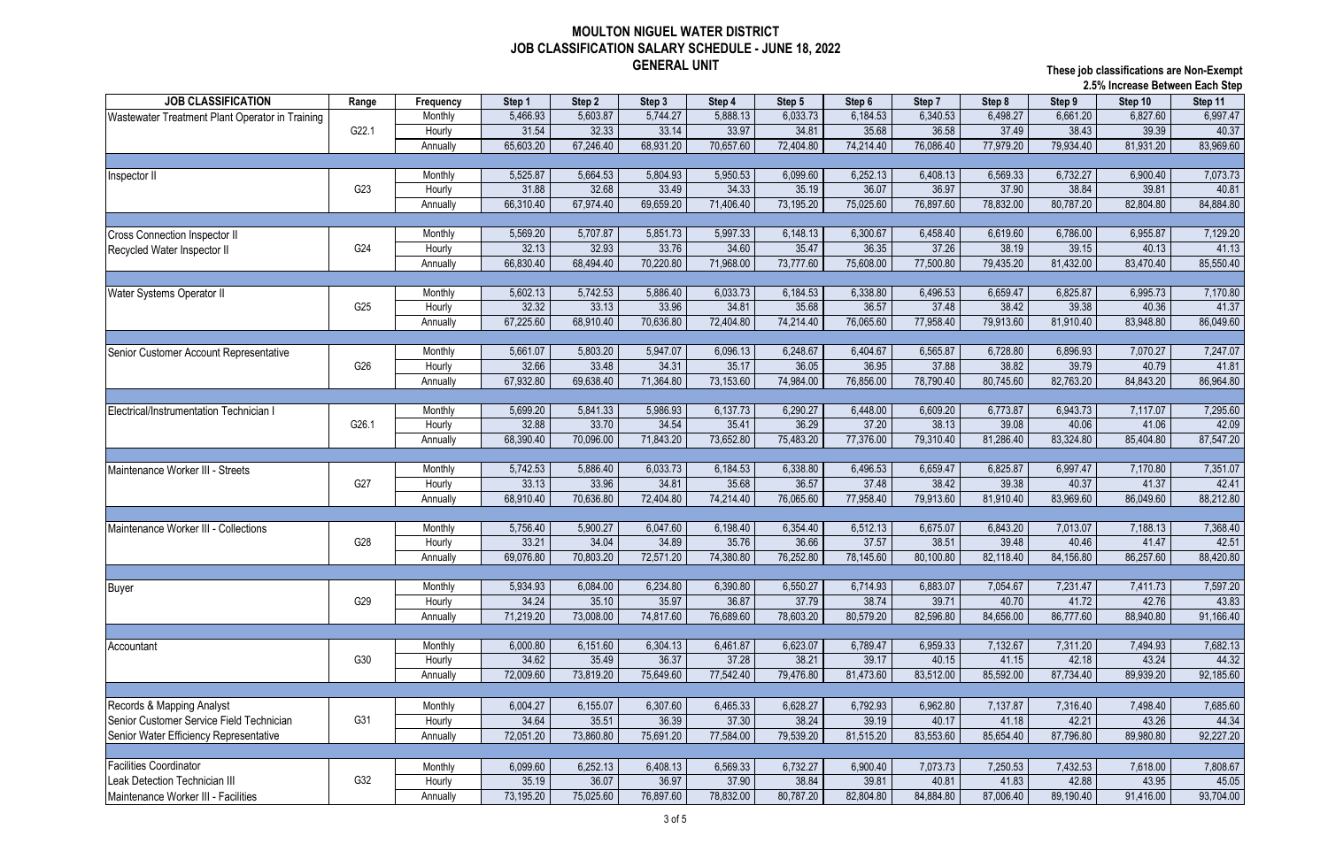# MOULTON NIGUEL WATER DISTRICT
## JOB CLASSIFICATION SALARY SCHEDULE - JUNE 18, 2022
## GENERAL UNIT

**These job classifications are Non-Exempt**
**2.5% Increase Between Each Step**

| JOB CLASSIFICATION | Range | Frequency | Step 1 | Step 2 | Step 3 | Step 4 | Step 5 | Step 6 | Step 7 | Step 8 | Step 9 | Step 10 | Step 11 |
|---|---|---|---|---|---|---|---|---|---|---|---|---|---|
| Wastewater Treatment Plant Operator in Training | | Monthly | 5,466.93 | 5,603.87 | 5,744.27 | 5,888.13 | 6,033.73 | 6,184.53 | 6,340.53 | 6,498.27 | 6,661.20 | 6,827.60 | 6,997.47 |
| | G22.1 | Hourly | 31.54 | 32.33 | 33.14 | 33.97 | 34.81 | 35.68 | 36.58 | 37.49 | 38.43 | 39.39 | 40.37 |
| | | Annually | 65,603.20 | 67,246.40 | 68,931.20 | 70,657.60 | 72,404.80 | 74,214.40 | 76,086.40 | 77,979.20 | 79,934.40 | 81,931.20 | 83,969.60 |
| | | | | | | | | | | | | | |
| Inspector II | | Monthly | 5,525.87 | 5,664.53 | 5,804.93 | 5,950.53 | 6,099.60 | 6,252.13 | 6,408.13 | 6,569.33 | 6,732.27 | 6,900.40 | 7,073.73 |
| | G23 | Hourly | 31.88 | 32.68 | 33.49 | 34.33 | 35.19 | 36.07 | 36.97 | 37.90 | 38.84 | 39.81 | 40.81 |
| | | Annually | 66,310.40 | 67,974.40 | 69,659.20 | 71,406.40 | 73,195.20 | 75,025.60 | 76,897.60 | 78,832.00 | 80,787.20 | 82,804.80 | 84,884.80 |
| | | | | | | | | | | | | | |
| Cross Connection Inspector II | | Monthly | 5,569.20 | 5,707.87 | 5,851.73 | 5,997.33 | 6,148.13 | 6,300.67 | 6,458.40 | 6,619.60 | 6,786.00 | 6,955.87 | 7,129.20 |
| Recycled Water Inspector II | G24 | Hourly | 32.13 | 32.93 | 33.76 | 34.60 | 35.47 | 36.35 | 37.26 | 38.19 | 39.15 | 40.13 | 41.13 |
| | | Annually | 66,830.40 | 68,494.40 | 70,220.80 | 71,968.00 | 73,777.60 | 75,608.00 | 77,500.80 | 79,435.20 | 81,432.00 | 83,470.40 | 85,550.40 |
| | | | | | | | | | | | | | |
| Water Systems Operator II | | Monthly | 5,602.13 | 5,742.53 | 5,886.40 | 6,033.73 | 6,184.53 | 6,338.80 | 6,496.53 | 6,659.47 | 6,825.87 | 6,995.73 | 7,170.80 |
| | G25 | Hourly | 32.32 | 33.13 | 33.96 | 34.81 | 35.68 | 36.57 | 37.48 | 38.42 | 39.38 | 40.36 | 41.37 |
| | | Annually | 67,225.60 | 68,910.40 | 70,636.80 | 72,404.80 | 74,214.40 | 76,065.60 | 77,958.40 | 79,913.60 | 81,910.40 | 83,948.80 | 86,049.60 |
| | | | | | | | | | | | | | |
| Senior Customer Account Representative | | Monthly | 5,661.07 | 5,803.20 | 5,947.07 | 6,096.13 | 6,248.67 | 6,404.67 | 6,565.87 | 6,728.80 | 6,896.93 | 7,070.27 | 7,247.07 |
| | G26 | Hourly | 32.66 | 33.48 | 34.31 | 35.17 | 36.05 | 36.95 | 37.88 | 38.82 | 39.79 | 40.79 | 41.81 |
| | | Annually | 67,932.80 | 69,638.40 | 71,364.80 | 73,153.60 | 74,984.00 | 76,856.00 | 78,790.40 | 80,745.60 | 82,763.20 | 84,843.20 | 86,964.80 |
| | | | | | | | | | | | | | |
| Electrical/Instrumentation Technician I | | Monthly | 5,699.20 | 5,841.33 | 5,986.93 | 6,137.73 | 6,290.27 | 6,448.00 | 6,609.20 | 6,773.87 | 6,943.73 | 7,117.07 | 7,295.60 |
| | G26.1 | Hourly | 32.88 | 33.70 | 34.54 | 35.41 | 36.29 | 37.20 | 38.13 | 39.08 | 40.06 | 41.06 | 42.09 |
| | | Annually | 68,390.40 | 70,096.00 | 71,843.20 | 73,652.80 | 75,483.20 | 77,376.00 | 79,310.40 | 81,286.40 | 83,324.80 | 85,404.80 | 87,547.20 |
| | | | | | | | | | | | | | |
| Maintenance Worker III - Streets | | Monthly | 5,742.53 | 5,886.40 | 6,033.73 | 6,184.53 | 6,338.80 | 6,496.53 | 6,659.47 | 6,825.87 | 6,997.47 | 7,170.80 | 7,351.07 |
| | G27 | Hourly | 33.13 | 33.96 | 34.81 | 35.68 | 36.57 | 37.48 | 38.42 | 39.38 | 40.37 | 41.37 | 42.41 |
| | | Annually | 68,910.40 | 70,636.80 | 72,404.80 | 74,214.40 | 76,065.60 | 77,958.40 | 79,913.60 | 81,910.40 | 83,969.60 | 86,049.60 | 88,212.80 |
| | | | | | | | | | | | | | |
| Maintenance Worker III - Collections | | Monthly | 5,756.40 | 5,900.27 | 6,047.60 | 6,198.40 | 6,354.40 | 6,512.13 | 6,675.07 | 6,843.20 | 7,013.07 | 7,188.13 | 7,368.40 |
| | G28 | Hourly | 33.21 | 34.04 | 34.89 | 35.76 | 36.66 | 37.57 | 38.51 | 39.48 | 40.46 | 41.47 | 42.51 |
| | | Annually | 69,076.80 | 70,803.20 | 72,571.20 | 74,380.80 | 76,252.80 | 78,145.60 | 80,100.80 | 82,118.40 | 84,156.80 | 86,257.60 | 88,420.80 |
| | | | | | | | | | | | | | |
| Buyer | | Monthly | 5,934.93 | 6,084.00 | 6,234.80 | 6,390.80 | 6,550.27 | 6,714.93 | 6,883.07 | 7,054.67 | 7,231.47 | 7,411.73 | 7,597.20 |
| | G29 | Hourly | 34.24 | 35.10 | 35.97 | 36.87 | 37.79 | 38.74 | 39.71 | 40.70 | 41.72 | 42.76 | 43.83 |
| | | Annually | 71,219.20 | 73,008.00 | 74,817.60 | 76,689.60 | 78,603.20 | 80,579.20 | 82,596.80 | 84,656.00 | 86,777.60 | 88,940.80 | 91,166.40 |
| | | | | | | | | | | | | | |
| Accountant | | Monthly | 6,000.80 | 6,151.60 | 6,304.13 | 6,461.87 | 6,623.07 | 6,789.47 | 6,959.33 | 7,132.67 | 7,311.20 | 7,494.93 | 7,682.13 |
| | G30 | Hourly | 34.62 | 35.49 | 36.37 | 37.28 | 38.21 | 39.17 | 40.15 | 41.15 | 42.18 | 43.24 | 44.32 |
| | | Annually | 72,009.60 | 73,819.20 | 75,649.60 | 77,542.40 | 79,476.80 | 81,473.60 | 83,512.00 | 85,592.00 | 87,734.40 | 89,939.20 | 92,185.60 |
| | | | | | | | | | | | | | |
| Records & Mapping Analyst | | Monthly | 6,004.27 | 6,155.07 | 6,307.60 | 6,465.33 | 6,628.27 | 6,792.93 | 6,962.80 | 7,137.87 | 7,316.40 | 7,498.40 | 7,685.60 |
| Senior Customer Service Field Technician | G31 | Hourly | 34.64 | 35.51 | 36.39 | 37.30 | 38.24 | 39.19 | 40.17 | 41.18 | 42.21 | 43.26 | 44.34 |
| Senior Water Efficiency Representative | | Annually | 72,051.20 | 73,860.80 | 75,691.20 | 77,584.00 | 79,539.20 | 81,515.20 | 83,553.60 | 85,654.40 | 87,796.80 | 89,980.80 | 92,227.20 |
| | | | | | | | | | | | | | |
| Facilities Coordinator | | Monthly | 6,099.60 | 6,252.13 | 6,408.13 | 6,569.33 | 6,732.27 | 6,900.40 | 7,073.73 | 7,250.53 | 7,432.53 | 7,618.00 | 7,808.67 |
| Leak Detection Technician III | G32 | Hourly | 35.19 | 36.07 | 36.97 | 37.90 | 38.84 | 39.81 | 40.81 | 41.83 | 42.88 | 43.95 | 45.05 |
| Maintenance Worker III - Facilities | | Annually | 73,195.20 | 75,025.60 | 76,897.60 | 78,832.00 | 80,787.20 | 82,804.80 | 84,884.80 | 87,006.40 | 89,190.40 | 91,416.00 | 93,704.00 |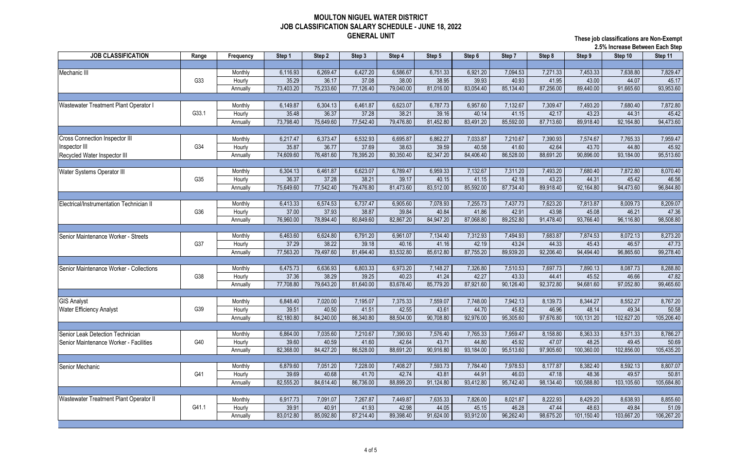# MOULTON NIGUEL WATER DISTRICT
# JOB CLASSIFICATION SALARY SCHEDULE - JUNE 18, 2022
# GENERAL UNIT

**These job classifications are Non-Exempt**
**2.5% Increase Between Each Step**

| JOB CLASSIFICATION | Range | Frequency | Step 1 | Step 2 | Step 3 | Step 4 | Step 5 | Step 6 | Step 7 | Step 8 | Step 9 | Step 10 | Step 11 |
|---|---|---|---|---|---|---|---|---|---|---|---|---|---|
| Mechanic III | G33 | Monthly | 6,116.93 | 6,269.47 | 6,427.20 | 6,586.67 | 6,751.33 | 6,921.20 | 7,094.53 | 7,271.33 | 7,453.33 | 7,638.80 | 7,829.47 |
| | | Hourly | 35.29 | 36.17 | 37.08 | 38.00 | 38.95 | 39.93 | 40.93 | 41.95 | 43.00 | 44.07 | 45.17 |
| | | Annually | 73,403.20 | 75,233.60 | 77,126.40 | 79,040.00 | 81,016.00 | 83,054.40 | 85,134.40 | 87,256.00 | 89,440.00 | 91,665.60 | 93,953.60 |
| Wastewater Treatment Plant Operator I | G33.1 | Monthly | 6,149.87 | 6,304.13 | 6,461.87 | 6,623.07 | 6,787.73 | 6,957.60 | 7,132.67 | 7,309.47 | 7,493.20 | 7,680.40 | 7,872.80 |
| | | Hourly | 35.48 | 36.37 | 37.28 | 38.21 | 39.16 | 40.14 | 41.15 | 42.17 | 43.23 | 44.31 | 45.42 |
| | | Annually | 73,798.40 | 75,649.60 | 77,542.40 | 79,476.80 | 81,452.80 | 83,491.20 | 85,592.00 | 87,713.60 | 89,918.40 | 92,164.80 | 94,473.60 |
| Cross Connection Inspector III<br>Inspector III<br>Recycled Water Inspector III | G34 | Monthly | 6,217.47 | 6,373.47 | 6,532.93 | 6,695.87 | 6,862.27 | 7,033.87 | 7,210.67 | 7,390.93 | 7,574.67 | 7,765.33 | 7,959.47 |
| | | Hourly | 35.87 | 36.77 | 37.69 | 38.63 | 39.59 | 40.58 | 41.60 | 42.64 | 43.70 | 44.80 | 45.92 |
| | | Annually | 74,609.60 | 76,481.60 | 78,395.20 | 80,350.40 | 82,347.20 | 84,406.40 | 86,528.00 | 88,691.20 | 90,896.00 | 93,184.00 | 95,513.60 |
| Water Systems Operator III | G35 | Monthly | 6,304.13 | 6,461.87 | 6,623.07 | 6,789.47 | 6,959.33 | 7,132.67 | 7,311.20 | 7,493.20 | 7,680.40 | 7,872.80 | 8,070.40 |
| | | Hourly | 36.37 | 37.28 | 38.21 | 39.17 | 40.15 | 41.15 | 42.18 | 43.23 | 44.31 | 45.42 | 46.56 |
| | | Annually | 75,649.60 | 77,542.40 | 79,476.80 | 81,473.60 | 83,512.00 | 85,592.00 | 87,734.40 | 89,918.40 | 92,164.80 | 94,473.60 | 96,844.80 |
| Electrical/Instrumentation Technician II | G36 | Monthly | 6,413.33 | 6,574.53 | 6,737.47 | 6,905.60 | 7,078.93 | 7,255.73 | 7,437.73 | 7,623.20 | 7,813.87 | 8,009.73 | 8,209.07 |
| | | Hourly | 37.00 | 37.93 | 38.87 | 39.84 | 40.84 | 41.86 | 42.91 | 43.98 | 45.08 | 46.21 | 47.36 |
| | | Annually | 76,960.00 | 78,894.40 | 80,849.60 | 82,867.20 | 84,947.20 | 87,068.80 | 89,252.80 | 91,478.40 | 93,766.40 | 96,116.80 | 98,508.80 |
| Senior Maintenance Worker - Streets | G37 | Monthly | 6,463.60 | 6,624.80 | 6,791.20 | 6,961.07 | 7,134.40 | 7,312.93 | 7,494.93 | 7,683.87 | 7,874.53 | 8,072.13 | 8,273.20 |
| | | Hourly | 37.29 | 38.22 | 39.18 | 40.16 | 41.16 | 42.19 | 43.24 | 44.33 | 45.43 | 46.57 | 47.73 |
| | | Annually | 77,563.20 | 79,497.60 | 81,494.40 | 83,532.80 | 85,612.80 | 87,755.20 | 89,939.20 | 92,206.40 | 94,494.40 | 96,865.60 | 99,278.40 |
| Senior Maintenance Worker - Collections | G38 | Monthly | 6,475.73 | 6,636.93 | 6,803.33 | 6,973.20 | 7,148.27 | 7,326.80 | 7,510.53 | 7,697.73 | 7,890.13 | 8,087.73 | 8,288.80 |
| | | Hourly | 37.36 | 38.29 | 39.25 | 40.23 | 41.24 | 42.27 | 43.33 | 44.41 | 45.52 | 46.66 | 47.82 |
| | | Annually | 77,708.80 | 79,643.20 | 81,640.00 | 83,678.40 | 85,779.20 | 87,921.60 | 90,126.40 | 92,372.80 | 94,681.60 | 97,052.80 | 99,465.60 |
| GIS Analyst<br>Water Efficiency Analyst | G39 | Monthly | 6,848.40 | 7,020.00 | 7,195.07 | 7,375.33 | 7,559.07 | 7,748.00 | 7,942.13 | 8,139.73 | 8,344.27 | 8,552.27 | 8,767.20 |
| | | Hourly | 39.51 | 40.50 | 41.51 | 42.55 | 43.61 | 44.70 | 45.82 | 46.96 | 48.14 | 49.34 | 50.58 |
| | | Annually | 82,180.80 | 84,240.00 | 86,340.80 | 88,504.00 | 90,708.80 | 92,976.00 | 95,305.60 | 97,676.80 | 100,131.20 | 102,627.20 | 105,206.40 |
| Senior Leak Detection Technician<br>Senior Maintenance Worker - Facilities | G40 | Monthly | 6,864.00 | 7,035.60 | 7,210.67 | 7,390.93 | 7,576.40 | 7,765.33 | 7,959.47 | 8,158.80 | 8,363.33 | 8,571.33 | 8,786.27 |
| | | Hourly | 39.60 | 40.59 | 41.60 | 42.64 | 43.71 | 44.80 | 45.92 | 47.07 | 48.25 | 49.45 | 50.69 |
| | | Annually | 82,368.00 | 84,427.20 | 86,528.00 | 88,691.20 | 90,916.80 | 93,184.00 | 95,513.60 | 97,905.60 | 100,360.00 | 102,856.00 | 105,435.20 |
| Senior Mechanic | G41 | Monthly | 6,879.60 | 7,051.20 | 7,228.00 | 7,408.27 | 7,593.73 | 7,784.40 | 7,978.53 | 8,177.87 | 8,382.40 | 8,592.13 | 8,807.07 |
| | | Hourly | 39.69 | 40.68 | 41.70 | 42.74 | 43.81 | 44.91 | 46.03 | 47.18 | 48.36 | 49.57 | 50.81 |
| | | Annually | 82,555.20 | 84,614.40 | 86,736.00 | 88,899.20 | 91,124.80 | 93,412.80 | 95,742.40 | 98,134.40 | 100,588.80 | 103,105.60 | 105,684.80 |
| Wastewater Treatment Plant Operator II | G41.1 | Monthly | 6,917.73 | 7,091.07 | 7,267.87 | 7,449.87 | 7,635.33 | 7,826.00 | 8,021.87 | 8,222.93 | 8,429.20 | 8,638.93 | 8,855.60 |
| | | Hourly | 39.91 | 40.91 | 41.93 | 42.98 | 44.05 | 45.15 | 46.28 | 47.44 | 48.63 | 49.84 | 51.09 |
| | | Annually | 83,012.80 | 85,092.80 | 87,214.40 | 89,398.40 | 91,624.00 | 93,912.00 | 96,262.40 | 98,675.20 | 101,150.40 | 103,667.20 | 106,267.20 |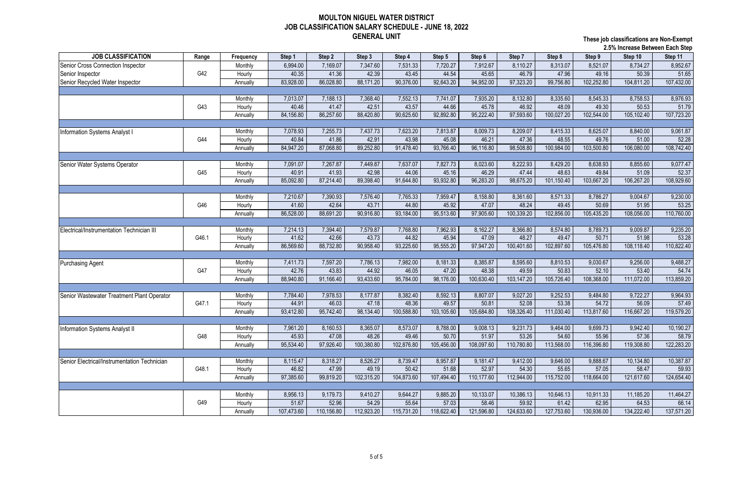# MOULTON NIGUEL WATER DISTRICT
## JOB CLASSIFICATION SALARY SCHEDULE - JUNE 18, 2022
## GENERAL UNIT

**These job classifications are Non-Exempt**
**2.5% Increase Between Each Step**

| JOB CLASSIFICATION | Range | Frequency | Step 1 | Step 2 | Step 3 | Step 4 | Step 5 | Step 6 | Step 7 | Step 8 | Step 9 | Step 10 | Step 11 |
|---|---|---|---|---|---|---|---|---|---|---|---|---|---|
| Senior Cross Connection Inspector | | Monthly | 6,994.00 | 7,169.07 | 7,347.60 | 7,531.33 | 7,720.27 | 7,912.67 | 8,110.27 | 8,313.07 | 8,521.07 | 8,734.27 | 8,952.67 |
| Senior Inspector | G42 | Hourly | 40.35 | 41.36 | 42.39 | 43.45 | 44.54 | 45.65 | 46.79 | 47.96 | 49.16 | 50.39 | 51.65 |
| Senior Recycled Water Inspector | | Annually | 83,928.00 | 86,028.80 | 88,171.20 | 90,376.00 | 92,643.20 | 94,952.00 | 97,323.20 | 99,756.80 | 102,252.80 | 104,811.20 | 107,432.00 |
| | | | | | | | | | | | | | |
| | | Monthly | 7,013.07 | 7,188.13 | 7,368.40 | 7,552.13 | 7,741.07 | 7,935.20 | 8,132.80 | 8,335.60 | 8,545.33 | 8,758.53 | 8,976.93 |
| | G43 | Hourly | 40.46 | 41.47 | 42.51 | 43.57 | 44.66 | 45.78 | 46.92 | 48.09 | 49.30 | 50.53 | 51.79 |
| | | Annually | 84,156.80 | 86,257.60 | 88,420.80 | 90,625.60 | 92,892.80 | 95,222.40 | 97,593.60 | 100,027.20 | 102,544.00 | 105,102.40 | 107,723.20 |
| | | | | | | | | | | | | | |
| Information Systems Analyst I | | Monthly | 7,078.93 | 7,255.73 | 7,437.73 | 7,623.20 | 7,813.87 | 8,009.73 | 8,209.07 | 8,415.33 | 8,625.07 | 8,840.00 | 9,061.87 |
| | G44 | Hourly | 40.84 | 41.86 | 42.91 | 43.98 | 45.08 | 46.21 | 47.36 | 48.55 | 49.76 | 51.00 | 52.28 |
| | | Annually | 84,947.20 | 87,068.80 | 89,252.80 | 91,478.40 | 93,766.40 | 96,116.80 | 98,508.80 | 100,984.00 | 103,500.80 | 106,080.00 | 108,742.40 |
| | | | | | | | | | | | | | |
| Senior Water Systems Operator | | Monthly | 7,091.07 | 7,267.87 | 7,449.87 | 7,637.07 | 7,827.73 | 8,023.60 | 8,222.93 | 8,429.20 | 8,638.93 | 8,855.60 | 9,077.47 |
| | G45 | Hourly | 40.91 | 41.93 | 42.98 | 44.06 | 45.16 | 46.29 | 47.44 | 48.63 | 49.84 | 51.09 | 52.37 |
| | | Annually | 85,092.80 | 87,214.40 | 89,398.40 | 91,644.80 | 93,932.80 | 96,283.20 | 98,675.20 | 101,150.40 | 103,667.20 | 106,267.20 | 108,929.60 |
| | | | | | | | | | | | | | |
| | | Monthly | 7,210.67 | 7,390.93 | 7,576.40 | 7,765.33 | 7,959.47 | 8,158.80 | 8,361.60 | 8,571.33 | 8,786.27 | 9,004.67 | 9,230.00 |
| | G46 | Hourly | 41.60 | 42.64 | 43.71 | 44.80 | 45.92 | 47.07 | 48.24 | 49.45 | 50.69 | 51.95 | 53.25 |
| | | Annually | 86,528.00 | 88,691.20 | 90,916.80 | 93,184.00 | 95,513.60 | 97,905.60 | 100,339.20 | 102,856.00 | 105,435.20 | 108,056.00 | 110,760.00 |
| | | | | | | | | | | | | | |
| Electrical/Instrumentation Technician III | | Monthly | 7,214.13 | 7,394.40 | 7,579.87 | 7,768.80 | 7,962.93 | 8,162.27 | 8,366.80 | 8,574.80 | 8,789.73 | 9,009.87 | 9,235.20 |
| | G46.1 | Hourly | 41.62 | 42.66 | 43.73 | 44.82 | 45.94 | 47.09 | 48.27 | 49.47 | 50.71 | 51.98 | 53.28 |
| | | Annually | 86,569.60 | 88,732.80 | 90,958.40 | 93,225.60 | 95,555.20 | 97,947.20 | 100,401.60 | 102,897.60 | 105,476.80 | 108,118.40 | 110,822.40 |
| | | | | | | | | | | | | | |
| Purchasing Agent | | Monthly | 7,411.73 | 7,597.20 | 7,786.13 | 7,982.00 | 8,181.33 | 8,385.87 | 8,595.60 | 8,810.53 | 9,030.67 | 9,256.00 | 9,488.27 |
| | G47 | Hourly | 42.76 | 43.83 | 44.92 | 46.05 | 47.20 | 48.38 | 49.59 | 50.83 | 52.10 | 53.40 | 54.74 |
| | | Annually | 88,940.80 | 91,166.40 | 93,433.60 | 95,784.00 | 98,176.00 | 100,630.40 | 103,147.20 | 105,726.40 | 108,368.00 | 111,072.00 | 113,859.20 |
| | | | | | | | | | | | | | |
| Senior Wastewater Treatment Plant Operator | | Monthly | 7,784.40 | 7,978.53 | 8,177.87 | 8,382.40 | 8,592.13 | 8,807.07 | 9,027.20 | 9,252.53 | 9,484.80 | 9,722.27 | 9,964.93 |
| | G47.1 | Hourly | 44.91 | 46.03 | 47.18 | 48.36 | 49.57 | 50.81 | 52.08 | 53.38 | 54.72 | 56.09 | 57.49 |
| | | Annually | 93,412.80 | 95,742.40 | 98,134.40 | 100,588.80 | 103,105.60 | 105,684.80 | 108,326.40 | 111,030.40 | 113,817.60 | 116,667.20 | 119,579.20 |
| | | | | | | | | | | | | | |
| Information Systems Analyst II | | Monthly | 7,961.20 | 8,160.53 | 8,365.07 | 8,573.07 | 8,788.00 | 9,008.13 | 9,231.73 | 9,464.00 | 9,699.73 | 9,942.40 | 10,190.27 |
| | G48 | Hourly | 45.93 | 47.08 | 48.26 | 49.46 | 50.70 | 51.97 | 53.26 | 54.60 | 55.96 | 57.36 | 58.79 |
| | | Annually | 95,534.40 | 97,926.40 | 100,380.80 | 102,876.80 | 105,456.00 | 108,097.60 | 110,780.80 | 113,568.00 | 116,396.80 | 119,308.80 | 122,283.20 |
| | | | | | | | | | | | | | |
| Senior Electrical/Instrumentation Technician | | Monthly | 8,115.47 | 8,318.27 | 8,526.27 | 8,739.47 | 8,957.87 | 9,181.47 | 9,412.00 | 9,646.00 | 9,888.67 | 10,134.80 | 10,387.87 |
| | G48.1 | Hourly | 46.82 | 47.99 | 49.19 | 50.42 | 51.68 | 52.97 | 54.30 | 55.65 | 57.05 | 58.47 | 59.93 |
| | | Annually | 97,385.60 | 99,819.20 | 102,315.20 | 104,873.60 | 107,494.40 | 110,177.60 | 112,944.00 | 115,752.00 | 118,664.00 | 121,617.60 | 124,654.40 |
| | | | | | | | | | | | | | |
| | | Monthly | 8,956.13 | 9,179.73 | 9,410.27 | 9,644.27 | 9,885.20 | 10,133.07 | 10,386.13 | 10,646.13 | 10,911.33 | 11,185.20 | 11,464.27 |
| | G49 | Hourly | 51.67 | 52.96 | 54.29 | 55.64 | 57.03 | 58.46 | 59.92 | 61.42 | 62.95 | 64.53 | 66.14 |
| | | Annually | 107,473.60 | 110,156.80 | 112,923.20 | 115,731.20 | 118,622.40 | 121,596.80 | 124,633.60 | 127,753.60 | 130,936.00 | 134,222.40 | 137,571.20 |